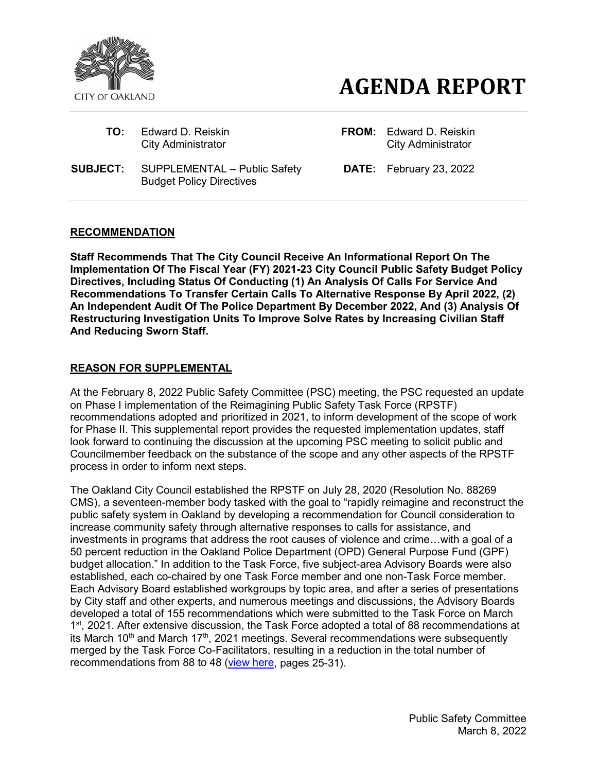CITY OF OAKLAND

# AGENDA REPORT

| | | | |
|---|---|---|---|
| **TO:** | Edward D. Reiskin<br>City Administrator | **FROM:** | Edward D. Reiskin<br>City Administrator |
| **SUBJECT:** | SUPPLEMENTAL – Public Safety Budget Policy Directives | **DATE:** | February 23, 2022 |

## RECOMMENDATION

**Staff Recommends That The City Council Receive An Informational Report On The Implementation Of The Fiscal Year (FY) 2021-23 City Council Public Safety Budget Policy Directives, Including Status Of Conducting (1) An Analysis Of Calls For Service And Recommendations To Transfer Certain Calls To Alternative Response By April 2022, (2) An Independent Audit Of The Police Department By December 2022, And (3) Analysis Of Restructuring Investigation Units To Improve Solve Rates by Increasing Civilian Staff And Reducing Sworn Staff.**

## REASON FOR SUPPLEMENTAL

At the February 8, 2022 Public Safety Committee (PSC) meeting, the PSC requested an update on Phase I implementation of the Reimagining Public Safety Task Force (RPSTF) recommendations adopted and prioritized in 2021, to inform development of the scope of work for Phase II. This supplemental report provides the requested implementation updates, staff look forward to continuing the discussion at the upcoming PSC meeting to solicit public and Councilmember feedback on the substance of the scope and any other aspects of the RPSTF process in order to inform next steps.

The Oakland City Council established the RPSTF on July 28, 2020 (Resolution No. 88269 CMS), a seventeen-member body tasked with the goal to "rapidly reimagine and reconstruct the public safety system in Oakland by developing a recommendation for Council consideration to increase community safety through alternative responses to calls for assistance, and investments in programs that address the root causes of violence and crime…with a goal of a 50 percent reduction in the Oakland Police Department (OPD) General Purpose Fund (GPF) budget allocation." In addition to the Task Force, five subject-area Advisory Boards were also established, each co-chaired by one Task Force member and one non-Task Force member. Each Advisory Board established workgroups by topic area, and after a series of presentations by City staff and other experts, and numerous meetings and discussions, the Advisory Boards developed a total of 155 recommendations which were submitted to the Task Force on March 1st, 2021. After extensive discussion, the Task Force adopted a total of 88 recommendations at its March 10th and March 17th, 2021 meetings. Several recommendations were subsequently merged by the Task Force Co-Facilitators, resulting in a reduction in the total number of recommendations from 88 to 48 (view here, pages 25-31).

Public Safety Committee
March 8, 2022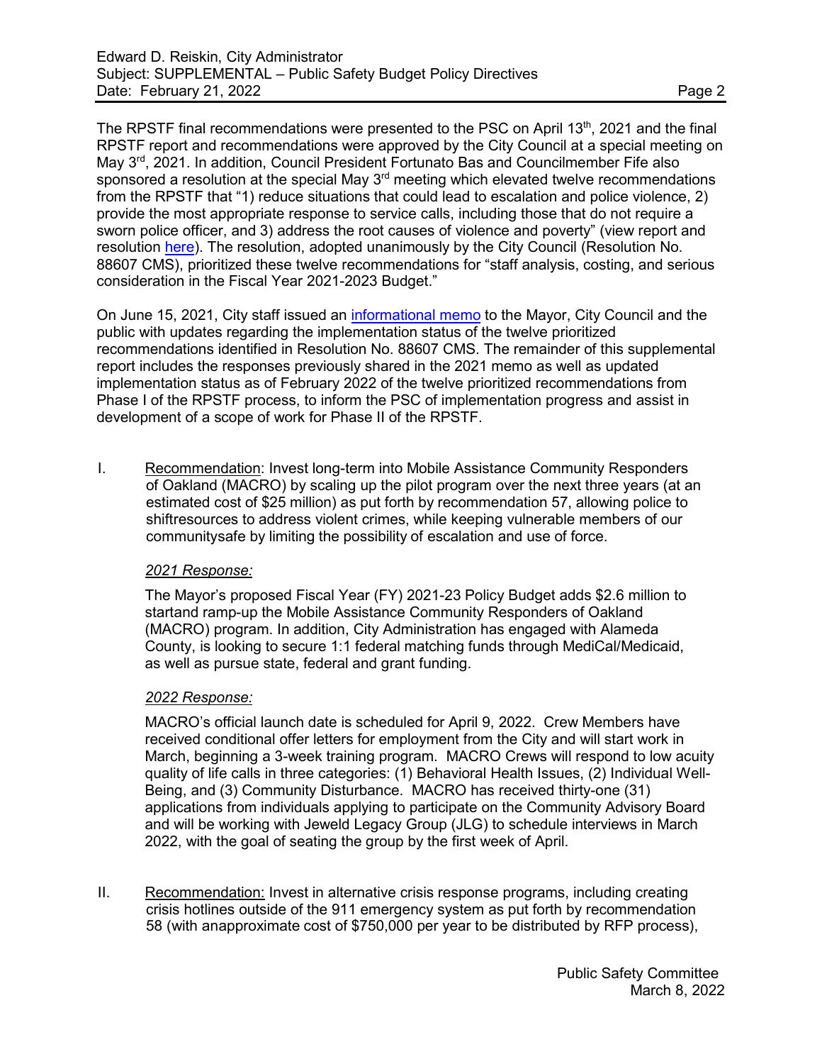The RPSTF final recommendations were presented to the PSC on April 13th, 2021 and the final RPSTF report and recommendations were approved by the City Council at a special meeting on May 3rd, 2021. In addition, Council President Fortunato Bas and Councilmember Fife also sponsored a resolution at the special May 3rd meeting which elevated twelve recommendations from the RPSTF that "1) reduce situations that could lead to escalation and police violence, 2) provide the most appropriate response to service calls, including those that do not require a sworn police officer, and 3) address the root causes of violence and poverty" (view report and resolution here). The resolution, adopted unanimously by the City Council (Resolution No. 88607 CMS), prioritized these twelve recommendations for "staff analysis, costing, and serious consideration in the Fiscal Year 2021-2023 Budget."

On June 15, 2021, City staff issued an informational memo to the Mayor, City Council and the public with updates regarding the implementation status of the twelve prioritized recommendations identified in Resolution No. 88607 CMS. The remainder of this supplemental report includes the responses previously shared in the 2021 memo as well as updated implementation status as of February 2022 of the twelve prioritized recommendations from Phase I of the RPSTF process, to inform the PSC of implementation progress and assist in development of a scope of work for Phase II of the RPSTF.

I. Recommendation: Invest long-term into Mobile Assistance Community Responders of Oakland (MACRO) by scaling up the pilot program over the next three years (at an estimated cost of $25 million) as put forth by recommendation 57, allowing police to shiftresources to address violent crimes, while keeping vulnerable members of our communitysafe by limiting the possibility of escalation and use of force.

   *2021 Response:*

   The Mayor's proposed Fiscal Year (FY) 2021-23 Policy Budget adds $2.6 million to startand ramp-up the Mobile Assistance Community Responders of Oakland (MACRO) program. In addition, City Administration has engaged with Alameda County, is looking to secure 1:1 federal matching funds through MediCal/Medicaid, as well as pursue state, federal and grant funding.

   *2022 Response:*

   MACRO's official launch date is scheduled for April 9, 2022. Crew Members have received conditional offer letters for employment from the City and will start work in March, beginning a 3-week training program. MACRO Crews will respond to low acuity quality of life calls in three categories: (1) Behavioral Health Issues, (2) Individual Well-Being, and (3) Community Disturbance. MACRO has received thirty-one (31) applications from individuals applying to participate on the Community Advisory Board and will be working with Jeweld Legacy Group (JLG) to schedule interviews in March 2022, with the goal of seating the group by the first week of April.

II. Recommendation: Invest in alternative crisis response programs, including creating crisis hotlines outside of the 911 emergency system as put forth by recommendation 58 (with anapproximate cost of $750,000 per year to be distributed by RFP process),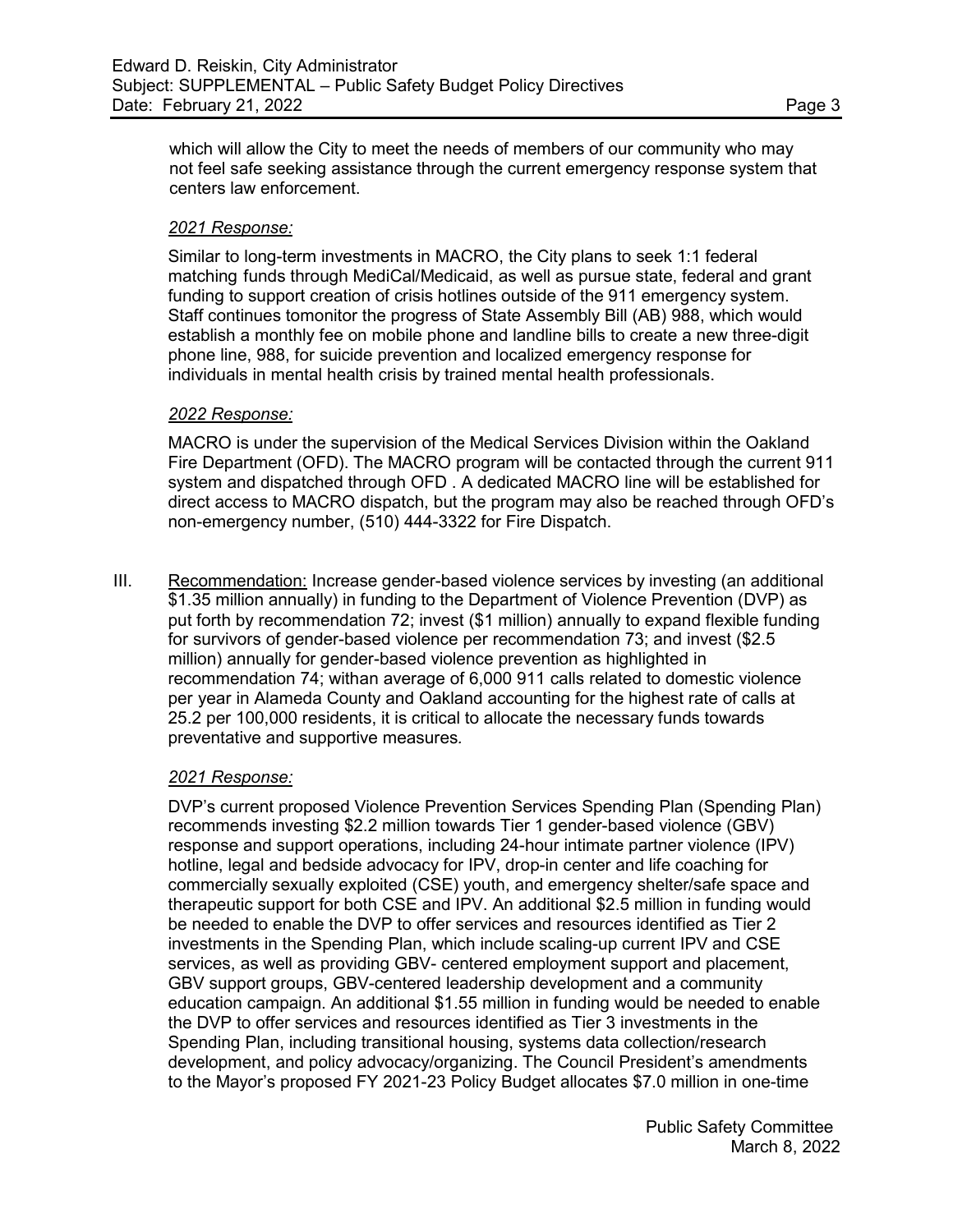which will allow the City to meet the needs of members of our community who may not feel safe seeking assistance through the current emergency response system that centers law enforcement.

*2021 Response:*

Similar to long-term investments in MACRO, the City plans to seek 1:1 federal matching funds through MediCal/Medicaid, as well as pursue state, federal and grant funding to support creation of crisis hotlines outside of the 911 emergency system. Staff continues tomonitor the progress of State Assembly Bill (AB) 988, which would establish a monthly fee on mobile phone and landline bills to create a new three-digit phone line, 988, for suicide prevention and localized emergency response for individuals in mental health crisis by trained mental health professionals.

*2022 Response:*

MACRO is under the supervision of the Medical Services Division within the Oakland Fire Department (OFD). The MACRO program will be contacted through the current 911 system and dispatched through OFD . A dedicated MACRO line will be established for direct access to MACRO dispatch, but the program may also be reached through OFD's non-emergency number, (510) 444-3322 for Fire Dispatch.

III. Recommendation: Increase gender-based violence services by investing (an additional $1.35 million annually) in funding to the Department of Violence Prevention (DVP) as put forth by recommendation 72; invest ($1 million) annually to expand flexible funding for survivors of gender-based violence per recommendation 73; and invest ($2.5 million) annually for gender-based violence prevention as highlighted in recommendation 74; withan average of 6,000 911 calls related to domestic violence per year in Alameda County and Oakland accounting for the highest rate of calls at 25.2 per 100,000 residents, it is critical to allocate the necessary funds towards preventative and supportive measures.

*2021 Response:*

DVP's current proposed Violence Prevention Services Spending Plan (Spending Plan) recommends investing $2.2 million towards Tier 1 gender-based violence (GBV) response and support operations, including 24-hour intimate partner violence (IPV) hotline, legal and bedside advocacy for IPV, drop-in center and life coaching for commercially sexually exploited (CSE) youth, and emergency shelter/safe space and therapeutic support for both CSE and IPV. An additional $2.5 million in funding would be needed to enable the DVP to offer services and resources identified as Tier 2 investments in the Spending Plan, which include scaling-up current IPV and CSE services, as well as providing GBV- centered employment support and placement, GBV support groups, GBV-centered leadership development and a community education campaign. An additional $1.55 million in funding would be needed to enable the DVP to offer services and resources identified as Tier 3 investments in the Spending Plan, including transitional housing, systems data collection/research development, and policy advocacy/organizing. The Council President's amendments to the Mayor's proposed FY 2021-23 Policy Budget allocates $7.0 million in one-time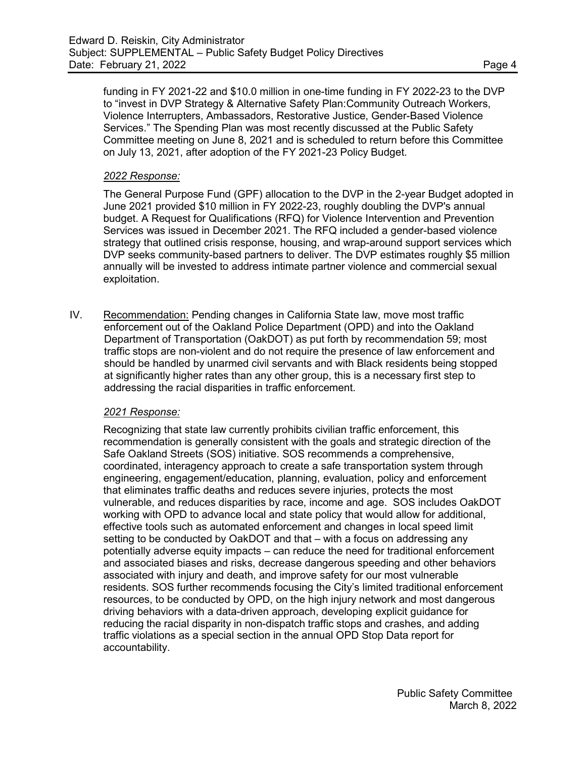funding in FY 2021-22 and $10.0 million in one-time funding in FY 2022-23 to the DVP to "invest in DVP Strategy & Alternative Safety Plan:Community Outreach Workers, Violence Interrupters, Ambassadors, Restorative Justice, Gender-Based Violence Services." The Spending Plan was most recently discussed at the Public Safety Committee meeting on June 8, 2021 and is scheduled to return before this Committee on July 13, 2021, after adoption of the FY 2021-23 Policy Budget.

*2022 Response:*

The General Purpose Fund (GPF) allocation to the DVP in the 2-year Budget adopted in June 2021 provided $10 million in FY 2022-23, roughly doubling the DVP's annual budget. A Request for Qualifications (RFQ) for Violence Intervention and Prevention Services was issued in December 2021. The RFQ included a gender-based violence strategy that outlined crisis response, housing, and wrap-around support services which DVP seeks community-based partners to deliver. The DVP estimates roughly $5 million annually will be invested to address intimate partner violence and commercial sexual exploitation.

IV. Recommendation: Pending changes in California State law, move most traffic enforcement out of the Oakland Police Department (OPD) and into the Oakland Department of Transportation (OakDOT) as put forth by recommendation 59; most traffic stops are non-violent and do not require the presence of law enforcement and should be handled by unarmed civil servants and with Black residents being stopped at significantly higher rates than any other group, this is a necessary first step to addressing the racial disparities in traffic enforcement.

*2021 Response:*

Recognizing that state law currently prohibits civilian traffic enforcement, this recommendation is generally consistent with the goals and strategic direction of the Safe Oakland Streets (SOS) initiative. SOS recommends a comprehensive, coordinated, interagency approach to create a safe transportation system through engineering, engagement/education, planning, evaluation, policy and enforcement that eliminates traffic deaths and reduces severe injuries, protects the most vulnerable, and reduces disparities by race, income and age. SOS includes OakDOT working with OPD to advance local and state policy that would allow for additional, effective tools such as automated enforcement and changes in local speed limit setting to be conducted by OakDOT and that – with a focus on addressing any potentially adverse equity impacts – can reduce the need for traditional enforcement and associated biases and risks, decrease dangerous speeding and other behaviors associated with injury and death, and improve safety for our most vulnerable residents. SOS further recommends focusing the City's limited traditional enforcement resources, to be conducted by OPD, on the high injury network and most dangerous driving behaviors with a data-driven approach, developing explicit guidance for reducing the racial disparity in non-dispatch traffic stops and crashes, and adding traffic violations as a special section in the annual OPD Stop Data report for accountability.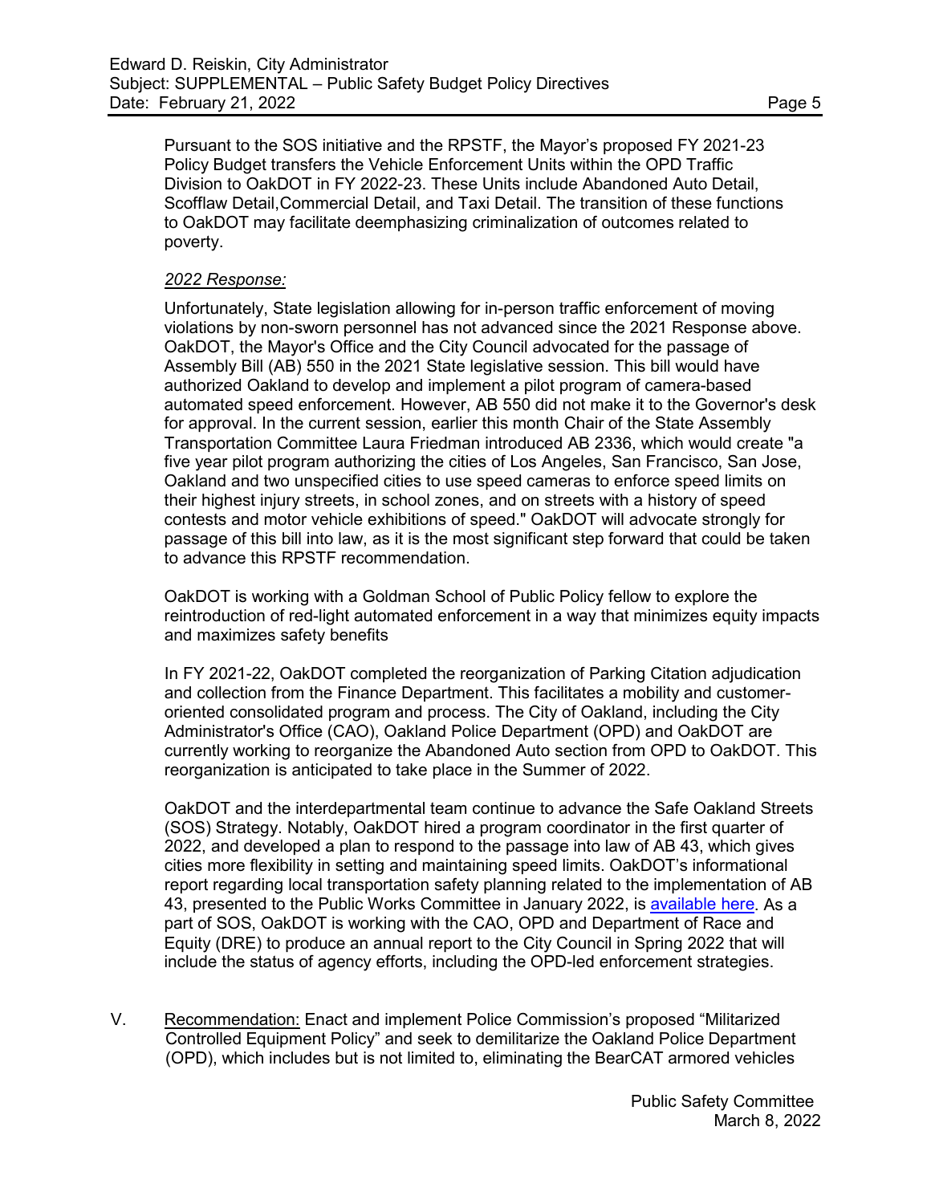Pursuant to the SOS initiative and the RPSTF, the Mayor's proposed FY 2021-23 Policy Budget transfers the Vehicle Enforcement Units within the OPD Traffic Division to OakDOT in FY 2022-23. These Units include Abandoned Auto Detail, Scofflaw Detail,Commercial Detail, and Taxi Detail. The transition of these functions to OakDOT may facilitate deemphasizing criminalization of outcomes related to poverty.

*2022 Response:*

Unfortunately, State legislation allowing for in-person traffic enforcement of moving violations by non-sworn personnel has not advanced since the 2021 Response above. OakDOT, the Mayor's Office and the City Council advocated for the passage of Assembly Bill (AB) 550 in the 2021 State legislative session. This bill would have authorized Oakland to develop and implement a pilot program of camera-based automated speed enforcement. However, AB 550 did not make it to the Governor's desk for approval. In the current session, earlier this month Chair of the State Assembly Transportation Committee Laura Friedman introduced AB 2336, which would create "a five year pilot program authorizing the cities of Los Angeles, San Francisco, San Jose, Oakland and two unspecified cities to use speed cameras to enforce speed limits on their highest injury streets, in school zones, and on streets with a history of speed contests and motor vehicle exhibitions of speed." OakDOT will advocate strongly for passage of this bill into law, as it is the most significant step forward that could be taken to advance this RPSTF recommendation.

OakDOT is working with a Goldman School of Public Policy fellow to explore the reintroduction of red-light automated enforcement in a way that minimizes equity impacts and maximizes safety benefits

In FY 2021-22, OakDOT completed the reorganization of Parking Citation adjudication and collection from the Finance Department. This facilitates a mobility and customer-oriented consolidated program and process. The City of Oakland, including the City Administrator's Office (CAO), Oakland Police Department (OPD) and OakDOT are currently working to reorganize the Abandoned Auto section from OPD to OakDOT. This reorganization is anticipated to take place in the Summer of 2022.

OakDOT and the interdepartmental team continue to advance the Safe Oakland Streets (SOS) Strategy. Notably, OakDOT hired a program coordinator in the first quarter of 2022, and developed a plan to respond to the passage into law of AB 43, which gives cities more flexibility in setting and maintaining speed limits. OakDOT's informational report regarding local transportation safety planning related to the implementation of AB 43, presented to the Public Works Committee in January 2022, is available here. As a part of SOS, OakDOT is working with the CAO, OPD and Department of Race and Equity (DRE) to produce an annual report to the City Council in Spring 2022 that will include the status of agency efforts, including the OPD-led enforcement strategies.

V. Recommendation: Enact and implement Police Commission's proposed "Militarized Controlled Equipment Policy" and seek to demilitarize the Oakland Police Department (OPD), which includes but is not limited to, eliminating the BearCAT armored vehicles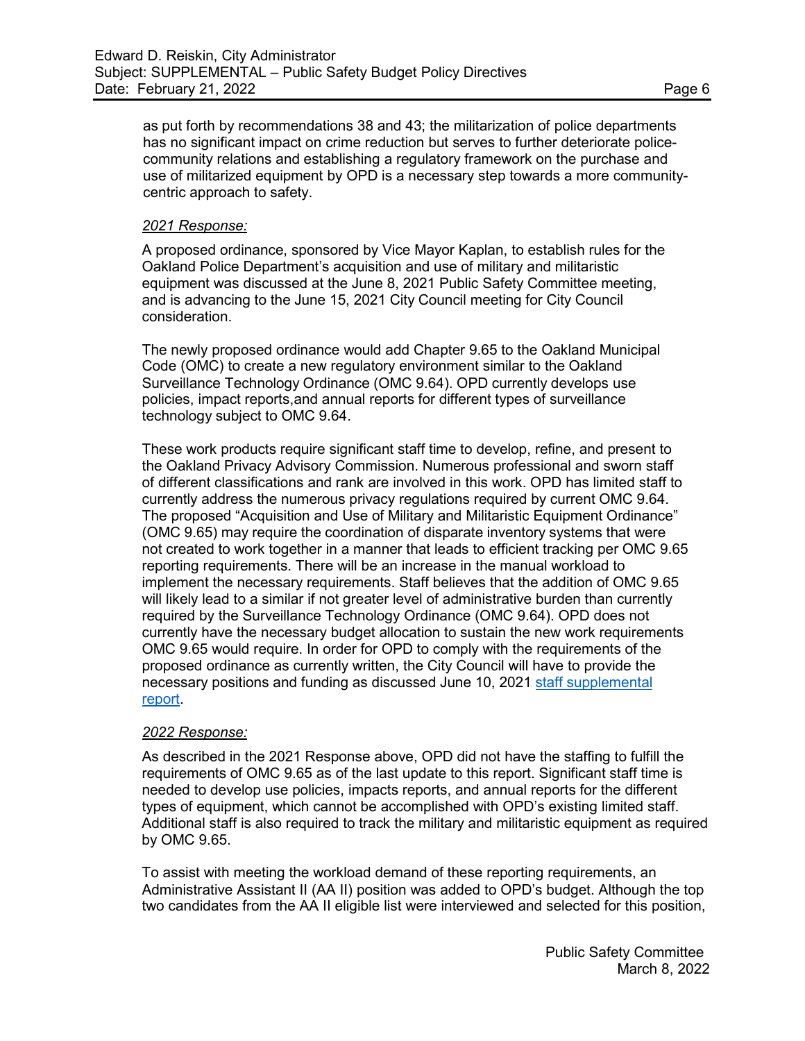as put forth by recommendations 38 and 43; the militarization of police departments has no significant impact on crime reduction but serves to further deteriorate police-community relations and establishing a regulatory framework on the purchase and use of militarized equipment by OPD is a necessary step towards a more community-centric approach to safety.

*2021 Response:*

A proposed ordinance, sponsored by Vice Mayor Kaplan, to establish rules for the Oakland Police Department's acquisition and use of military and militaristic equipment was discussed at the June 8, 2021 Public Safety Committee meeting, and is advancing to the June 15, 2021 City Council meeting for City Council consideration.

The newly proposed ordinance would add Chapter 9.65 to the Oakland Municipal Code (OMC) to create a new regulatory environment similar to the Oakland Surveillance Technology Ordinance (OMC 9.64). OPD currently develops use policies, impact reports,and annual reports for different types of surveillance technology subject to OMC 9.64.

These work products require significant staff time to develop, refine, and present to the Oakland Privacy Advisory Commission. Numerous professional and sworn staff of different classifications and rank are involved in this work. OPD has limited staff to currently address the numerous privacy regulations required by current OMC 9.64. The proposed "Acquisition and Use of Military and Militaristic Equipment Ordinance" (OMC 9.65) may require the coordination of disparate inventory systems that were not created to work together in a manner that leads to efficient tracking per OMC 9.65 reporting requirements. There will be an increase in the manual workload to implement the necessary requirements. Staff believes that the addition of OMC 9.65 will likely lead to a similar if not greater level of administrative burden than currently required by the Surveillance Technology Ordinance (OMC 9.64). OPD does not currently have the necessary budget allocation to sustain the new work requirements OMC 9.65 would require. In order for OPD to comply with the requirements of the proposed ordinance as currently written, the City Council will have to provide the necessary positions and funding as discussed June 10, 2021 staff supplemental report.

*2022 Response:*

As described in the 2021 Response above, OPD did not have the staffing to fulfill the requirements of OMC 9.65 as of the last update to this report. Significant staff time is needed to develop use policies, impacts reports, and annual reports for the different types of equipment, which cannot be accomplished with OPD's existing limited staff. Additional staff is also required to track the military and militaristic equipment as required by OMC 9.65.

To assist with meeting the workload demand of these reporting requirements, an Administrative Assistant II (AA II) position was added to OPD's budget. Although the top two candidates from the AA II eligible list were interviewed and selected for this position,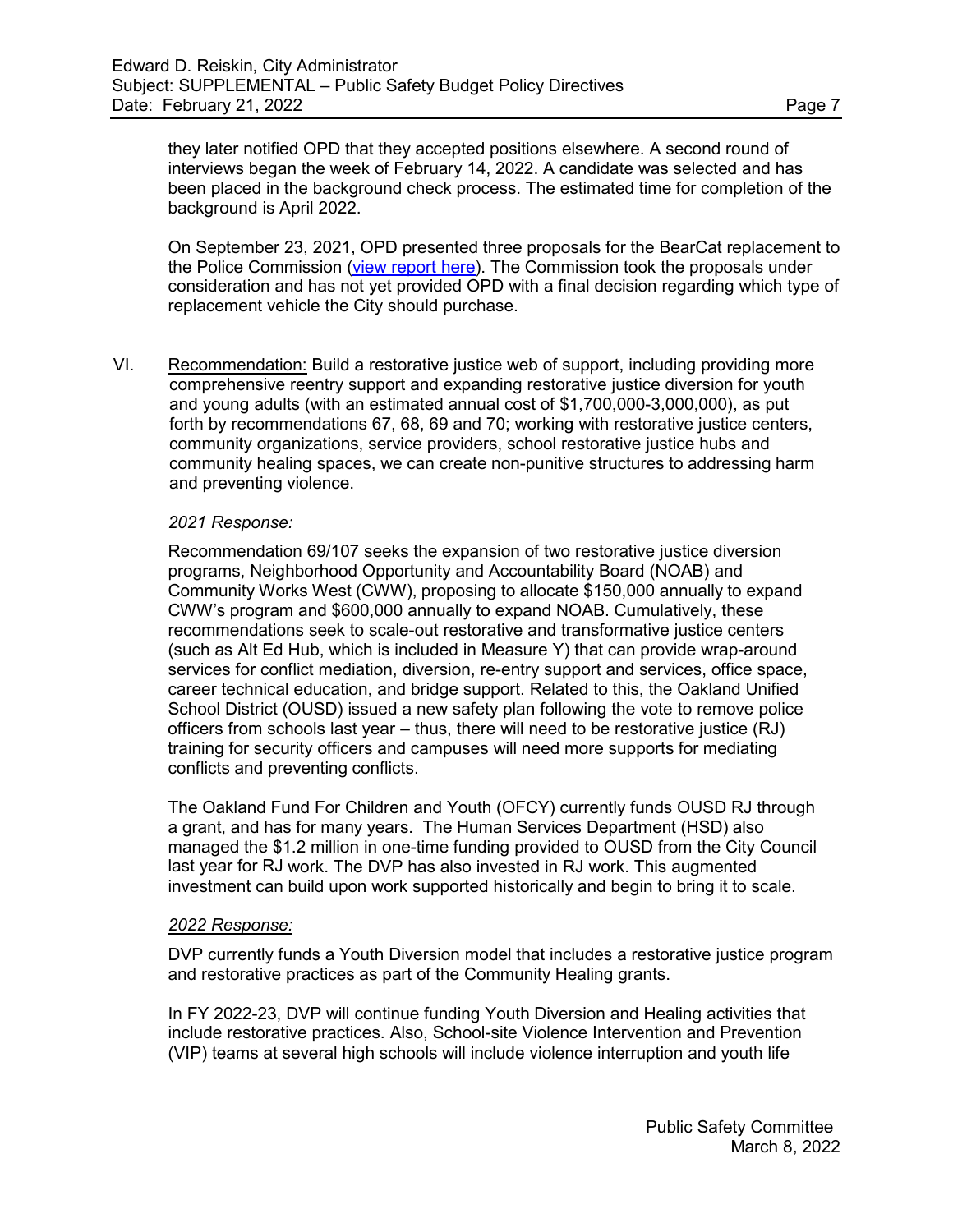they later notified OPD that they accepted positions elsewhere. A second round of interviews began the week of February 14, 2022. A candidate was selected and has been placed in the background check process. The estimated time for completion of the background is April 2022.

On September 23, 2021, OPD presented three proposals for the BearCat replacement to the Police Commission (view report here). The Commission took the proposals under consideration and has not yet provided OPD with a final decision regarding which type of replacement vehicle the City should purchase.

VI. Recommendation: Build a restorative justice web of support, including providing more comprehensive reentry support and expanding restorative justice diversion for youth and young adults (with an estimated annual cost of $1,700,000-3,000,000), as put forth by recommendations 67, 68, 69 and 70; working with restorative justice centers, community organizations, service providers, school restorative justice hubs and community healing spaces, we can create non-punitive structures to addressing harm and preventing violence.

*2021 Response:*

Recommendation 69/107 seeks the expansion of two restorative justice diversion programs, Neighborhood Opportunity and Accountability Board (NOAB) and Community Works West (CWW), proposing to allocate $150,000 annually to expand CWW's program and $600,000 annually to expand NOAB. Cumulatively, these recommendations seek to scale-out restorative and transformative justice centers (such as Alt Ed Hub, which is included in Measure Y) that can provide wrap-around services for conflict mediation, diversion, re-entry support and services, office space, career technical education, and bridge support. Related to this, the Oakland Unified School District (OUSD) issued a new safety plan following the vote to remove police officers from schools last year – thus, there will need to be restorative justice (RJ) training for security officers and campuses will need more supports for mediating conflicts and preventing conflicts.

The Oakland Fund For Children and Youth (OFCY) currently funds OUSD RJ through a grant, and has for many years. The Human Services Department (HSD) also managed the $1.2 million in one-time funding provided to OUSD from the City Council last year for RJ work. The DVP has also invested in RJ work. This augmented investment can build upon work supported historically and begin to bring it to scale.

*2022 Response:*

DVP currently funds a Youth Diversion model that includes a restorative justice program and restorative practices as part of the Community Healing grants.

In FY 2022-23, DVP will continue funding Youth Diversion and Healing activities that include restorative practices. Also, School-site Violence Intervention and Prevention (VIP) teams at several high schools will include violence interruption and youth life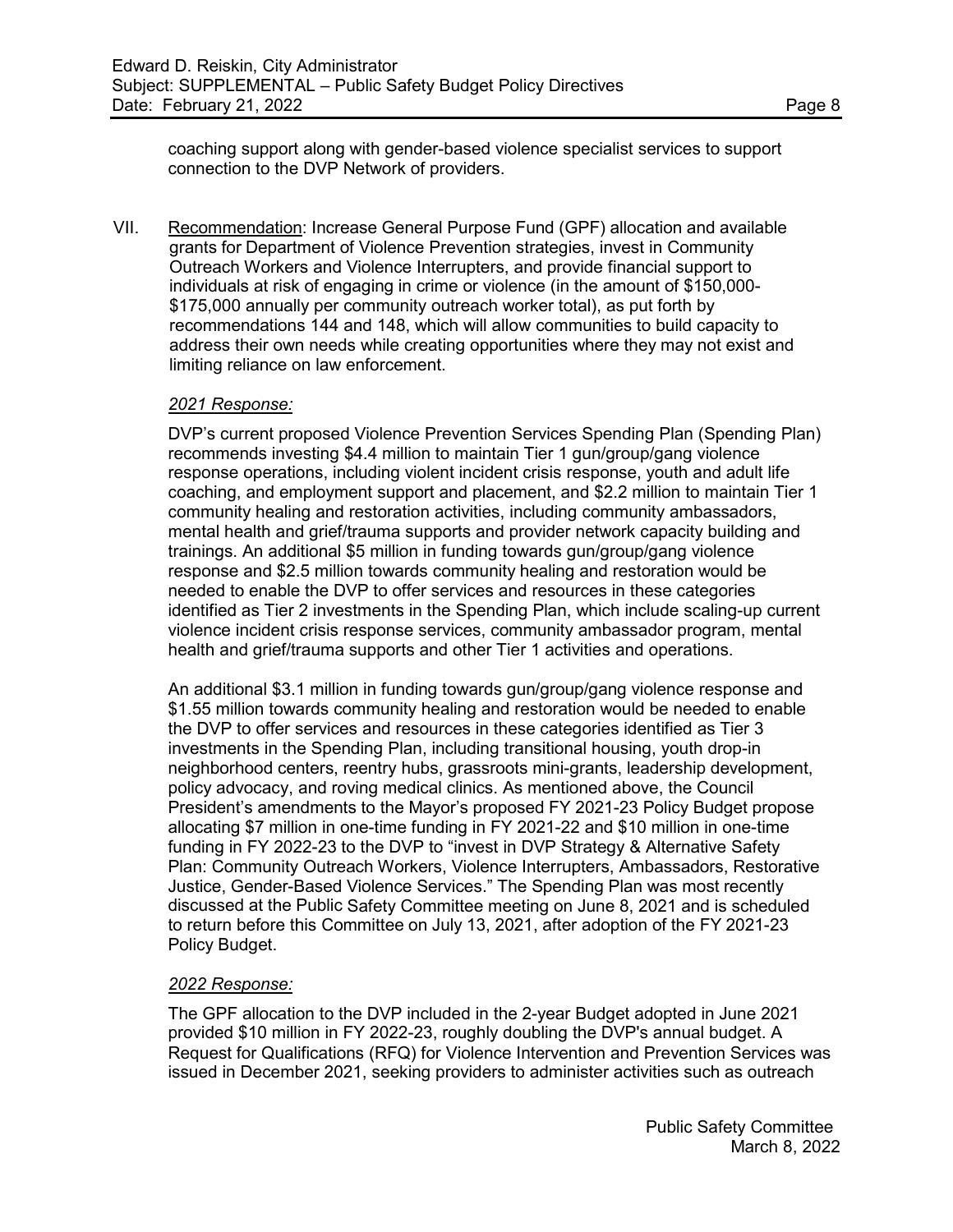coaching support along with gender-based violence specialist services to support connection to the DVP Network of providers.

VII. Recommendation: Increase General Purpose Fund (GPF) allocation and available grants for Department of Violence Prevention strategies, invest in Community Outreach Workers and Violence Interrupters, and provide financial support to individuals at risk of engaging in crime or violence (in the amount of $150,000-$175,000 annually per community outreach worker total), as put forth by recommendations 144 and 148, which will allow communities to build capacity to address their own needs while creating opportunities where they may not exist and limiting reliance on law enforcement.

*2021 Response:*

DVP's current proposed Violence Prevention Services Spending Plan (Spending Plan) recommends investing $4.4 million to maintain Tier 1 gun/group/gang violence response operations, including violent incident crisis response, youth and adult life coaching, and employment support and placement, and $2.2 million to maintain Tier 1 community healing and restoration activities, including community ambassadors, mental health and grief/trauma supports and provider network capacity building and trainings. An additional $5 million in funding towards gun/group/gang violence response and $2.5 million towards community healing and restoration would be needed to enable the DVP to offer services and resources in these categories identified as Tier 2 investments in the Spending Plan, which include scaling-up current violence incident crisis response services, community ambassador program, mental health and grief/trauma supports and other Tier 1 activities and operations.

An additional $3.1 million in funding towards gun/group/gang violence response and $1.55 million towards community healing and restoration would be needed to enable the DVP to offer services and resources in these categories identified as Tier 3 investments in the Spending Plan, including transitional housing, youth drop-in neighborhood centers, reentry hubs, grassroots mini-grants, leadership development, policy advocacy, and roving medical clinics. As mentioned above, the Council President's amendments to the Mayor's proposed FY 2021-23 Policy Budget propose allocating $7 million in one-time funding in FY 2021-22 and $10 million in one-time funding in FY 2022-23 to the DVP to "invest in DVP Strategy & Alternative Safety Plan: Community Outreach Workers, Violence Interrupters, Ambassadors, Restorative Justice, Gender-Based Violence Services." The Spending Plan was most recently discussed at the Public Safety Committee meeting on June 8, 2021 and is scheduled to return before this Committee on July 13, 2021, after adoption of the FY 2021-23 Policy Budget.

*2022 Response:*

The GPF allocation to the DVP included in the 2-year Budget adopted in June 2021 provided $10 million in FY 2022-23, roughly doubling the DVP's annual budget. A Request for Qualifications (RFQ) for Violence Intervention and Prevention Services was issued in December 2021, seeking providers to administer activities such as outreach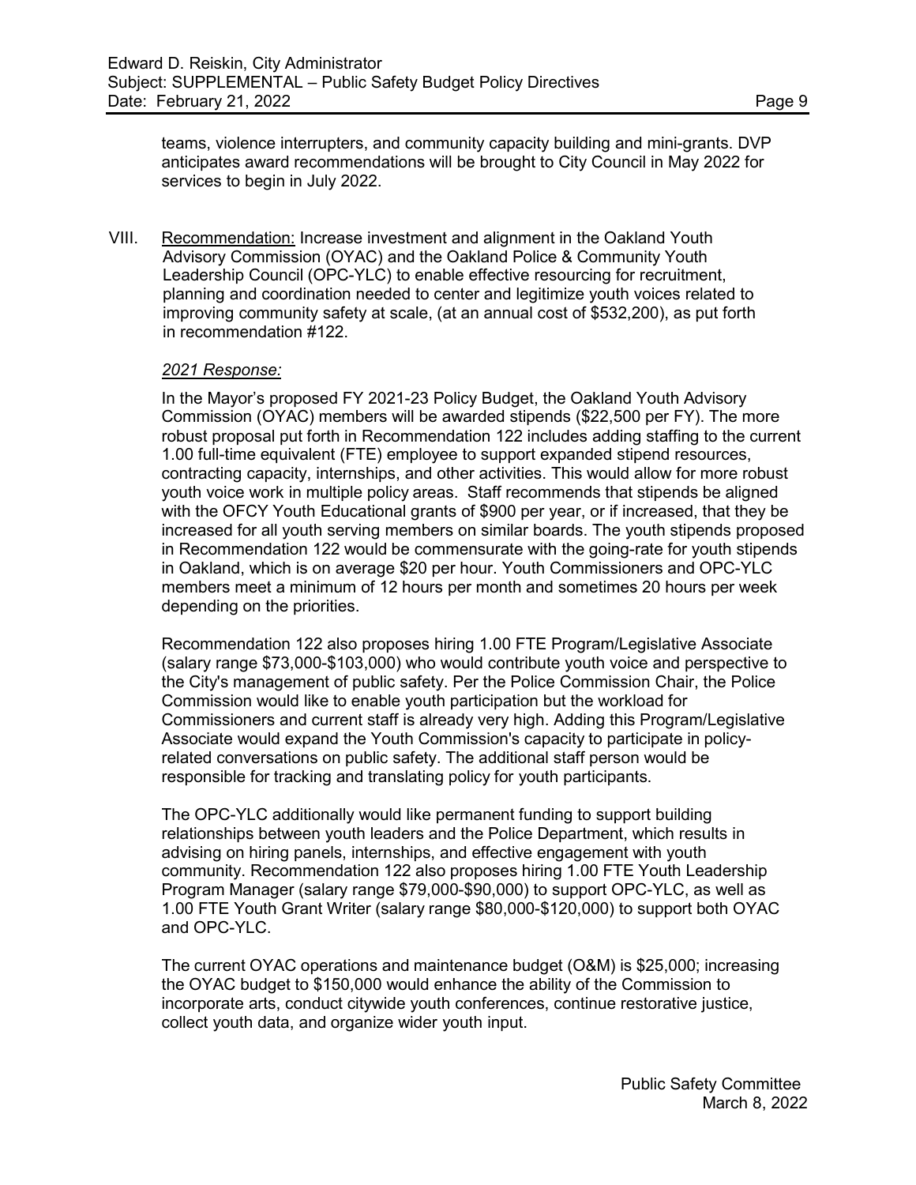teams, violence interrupters, and community capacity building and mini-grants. DVP anticipates award recommendations will be brought to City Council in May 2022 for services to begin in July 2022.

VIII. Recommendation: Increase investment and alignment in the Oakland Youth Advisory Commission (OYAC) and the Oakland Police & Community Youth Leadership Council (OPC-YLC) to enable effective resourcing for recruitment, planning and coordination needed to center and legitimize youth voices related to improving community safety at scale, (at an annual cost of $532,200), as put forth in recommendation #122.

*2021 Response:*

In the Mayor's proposed FY 2021-23 Policy Budget, the Oakland Youth Advisory Commission (OYAC) members will be awarded stipends ($22,500 per FY). The more robust proposal put forth in Recommendation 122 includes adding staffing to the current 1.00 full-time equivalent (FTE) employee to support expanded stipend resources, contracting capacity, internships, and other activities. This would allow for more robust youth voice work in multiple policy areas. Staff recommends that stipends be aligned with the OFCY Youth Educational grants of $900 per year, or if increased, that they be increased for all youth serving members on similar boards. The youth stipends proposed in Recommendation 122 would be commensurate with the going-rate for youth stipends in Oakland, which is on average $20 per hour. Youth Commissioners and OPC-YLC members meet a minimum of 12 hours per month and sometimes 20 hours per week depending on the priorities.

Recommendation 122 also proposes hiring 1.00 FTE Program/Legislative Associate (salary range $73,000-$103,000) who would contribute youth voice and perspective to the City's management of public safety. Per the Police Commission Chair, the Police Commission would like to enable youth participation but the workload for Commissioners and current staff is already very high. Adding this Program/Legislative Associate would expand the Youth Commission's capacity to participate in policy-related conversations on public safety. The additional staff person would be responsible for tracking and translating policy for youth participants.

The OPC-YLC additionally would like permanent funding to support building relationships between youth leaders and the Police Department, which results in advising on hiring panels, internships, and effective engagement with youth community. Recommendation 122 also proposes hiring 1.00 FTE Youth Leadership Program Manager (salary range $79,000-$90,000) to support OPC-YLC, as well as 1.00 FTE Youth Grant Writer (salary range $80,000-$120,000) to support both OYAC and OPC-YLC.

The current OYAC operations and maintenance budget (O&M) is $25,000; increasing the OYAC budget to $150,000 would enhance the ability of the Commission to incorporate arts, conduct citywide youth conferences, continue restorative justice, collect youth data, and organize wider youth input.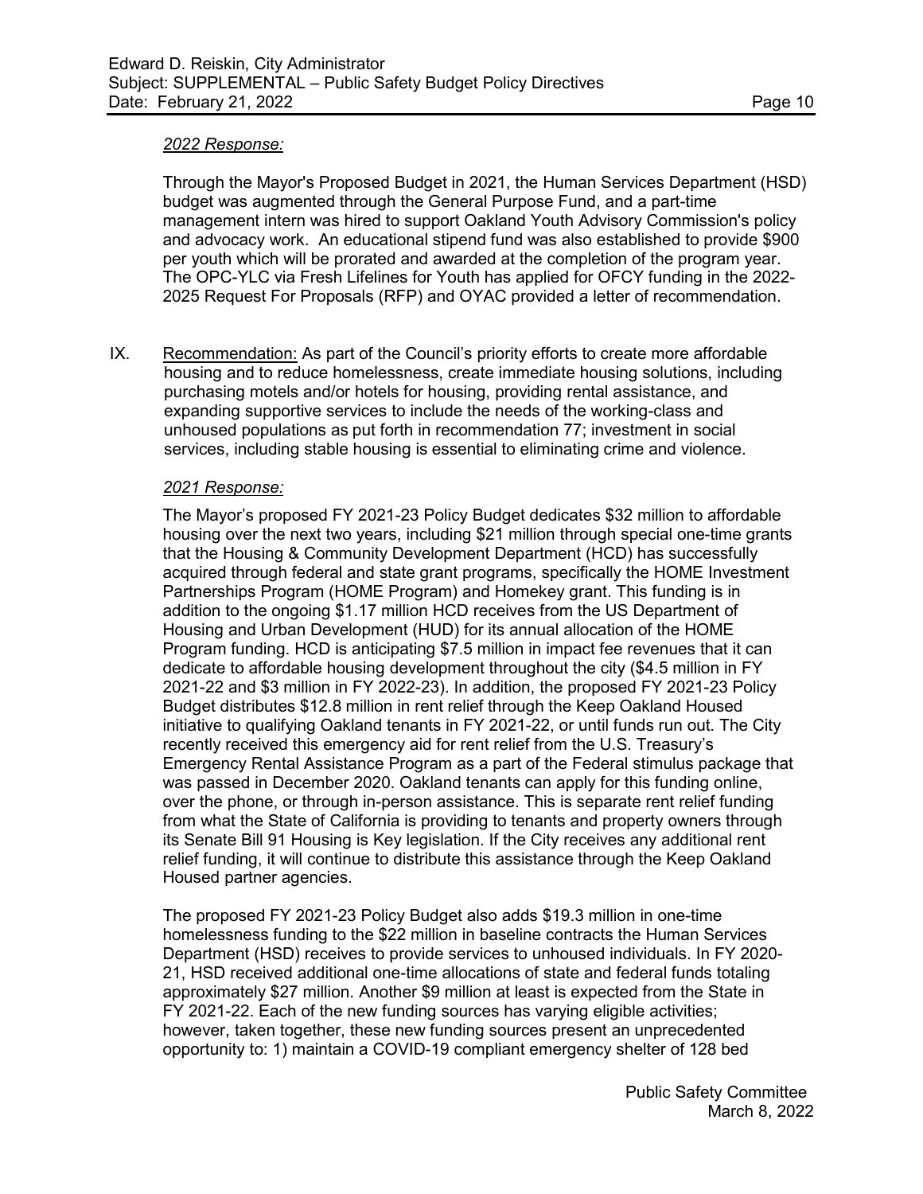*2022 Response:*

Through the Mayor's Proposed Budget in 2021, the Human Services Department (HSD) budget was augmented through the General Purpose Fund, and a part-time management intern was hired to support Oakland Youth Advisory Commission's policy and advocacy work. An educational stipend fund was also established to provide $900 per youth which will be prorated and awarded at the completion of the program year. The OPC-YLC via Fresh Lifelines for Youth has applied for OFCY funding in the 2022-2025 Request For Proposals (RFP) and OYAC provided a letter of recommendation.

IX. Recommendation: As part of the Council's priority efforts to create more affordable housing and to reduce homelessness, create immediate housing solutions, including purchasing motels and/or hotels for housing, providing rental assistance, and expanding supportive services to include the needs of the working-class and unhoused populations as put forth in recommendation 77; investment in social services, including stable housing is essential to eliminating crime and violence.

*2021 Response:*

The Mayor's proposed FY 2021-23 Policy Budget dedicates $32 million to affordable housing over the next two years, including $21 million through special one-time grants that the Housing & Community Development Department (HCD) has successfully acquired through federal and state grant programs, specifically the HOME Investment Partnerships Program (HOME Program) and Homekey grant. This funding is in addition to the ongoing $1.17 million HCD receives from the US Department of Housing and Urban Development (HUD) for its annual allocation of the HOME Program funding. HCD is anticipating $7.5 million in impact fee revenues that it can dedicate to affordable housing development throughout the city ($4.5 million in FY 2021-22 and $3 million in FY 2022-23). In addition, the proposed FY 2021-23 Policy Budget distributes $12.8 million in rent relief through the Keep Oakland Housed initiative to qualifying Oakland tenants in FY 2021-22, or until funds run out. The City recently received this emergency aid for rent relief from the U.S. Treasury's Emergency Rental Assistance Program as a part of the Federal stimulus package that was passed in December 2020. Oakland tenants can apply for this funding online, over the phone, or through in-person assistance. This is separate rent relief funding from what the State of California is providing to tenants and property owners through its Senate Bill 91 Housing is Key legislation. If the City receives any additional rent relief funding, it will continue to distribute this assistance through the Keep Oakland Housed partner agencies.

The proposed FY 2021-23 Policy Budget also adds $19.3 million in one-time homelessness funding to the $22 million in baseline contracts the Human Services Department (HSD) receives to provide services to unhoused individuals. In FY 2020-21, HSD received additional one-time allocations of state and federal funds totaling approximately $27 million. Another $9 million at least is expected from the State in FY 2021-22. Each of the new funding sources has varying eligible activities; however, taken together, these new funding sources present an unprecedented opportunity to: 1) maintain a COVID-19 compliant emergency shelter of 128 bed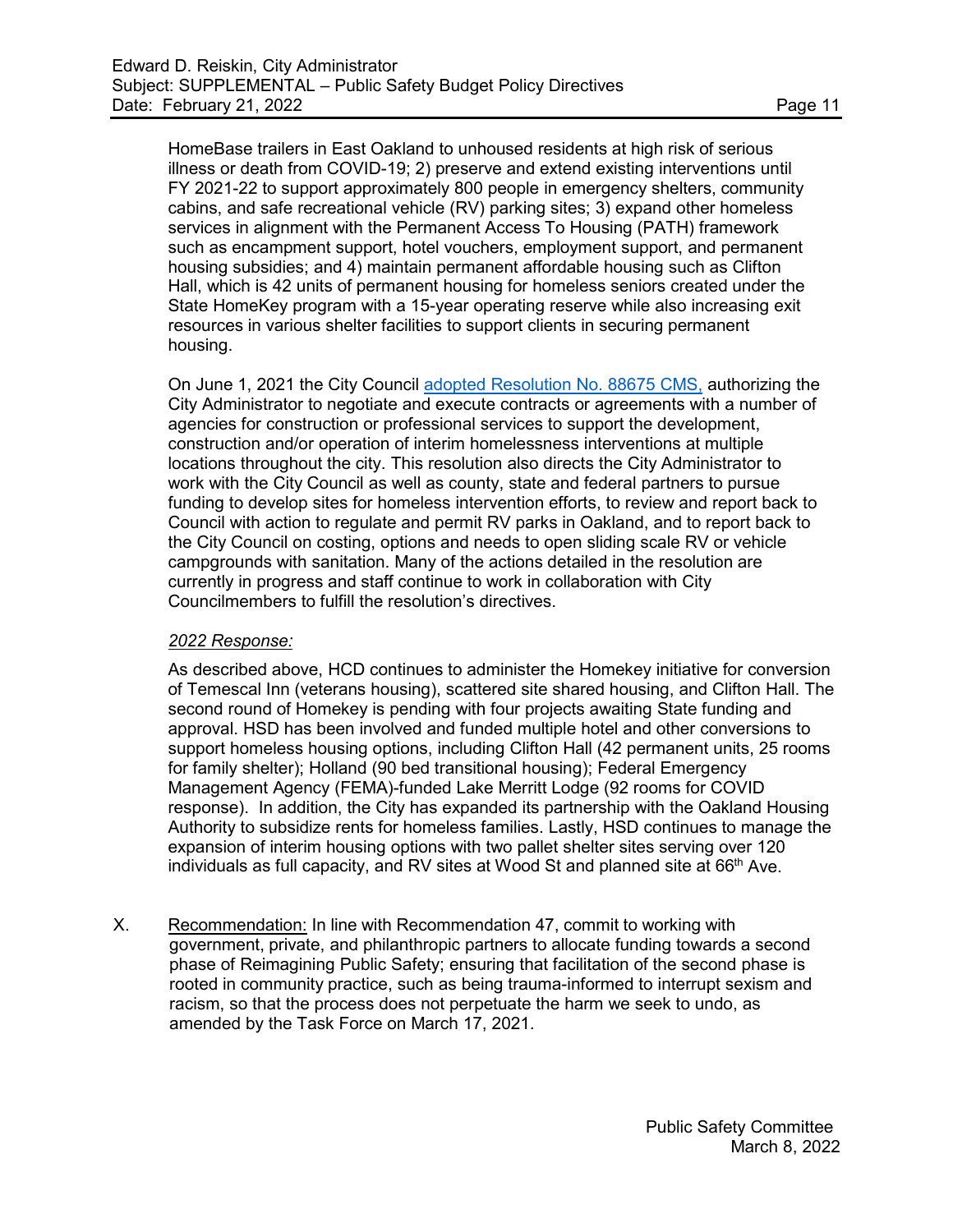HomeBase trailers in East Oakland to unhoused residents at high risk of serious illness or death from COVID-19; 2) preserve and extend existing interventions until FY 2021-22 to support approximately 800 people in emergency shelters, community cabins, and safe recreational vehicle (RV) parking sites; 3) expand other homeless services in alignment with the Permanent Access To Housing (PATH) framework such as encampment support, hotel vouchers, employment support, and permanent housing subsidies; and 4) maintain permanent affordable housing such as Clifton Hall, which is 42 units of permanent housing for homeless seniors created under the State HomeKey program with a 15-year operating reserve while also increasing exit resources in various shelter facilities to support clients in securing permanent housing.

On June 1, 2021 the City Council adopted Resolution No. 88675 CMS, authorizing the City Administrator to negotiate and execute contracts or agreements with a number of agencies for construction or professional services to support the development, construction and/or operation of interim homelessness interventions at multiple locations throughout the city. This resolution also directs the City Administrator to work with the City Council as well as county, state and federal partners to pursue funding to develop sites for homeless intervention efforts, to review and report back to Council with action to regulate and permit RV parks in Oakland, and to report back to the City Council on costing, options and needs to open sliding scale RV or vehicle campgrounds with sanitation. Many of the actions detailed in the resolution are currently in progress and staff continue to work in collaboration with City Councilmembers to fulfill the resolution's directives.

*2022 Response:*

As described above, HCD continues to administer the Homekey initiative for conversion of Temescal Inn (veterans housing), scattered site shared housing, and Clifton Hall. The second round of Homekey is pending with four projects awaiting State funding and approval. HSD has been involved and funded multiple hotel and other conversions to support homeless housing options, including Clifton Hall (42 permanent units, 25 rooms for family shelter); Holland (90 bed transitional housing); Federal Emergency Management Agency (FEMA)-funded Lake Merritt Lodge (92 rooms for COVID response). In addition, the City has expanded its partnership with the Oakland Housing Authority to subsidize rents for homeless families. Lastly, HSD continues to manage the expansion of interim housing options with two pallet shelter sites serving over 120 individuals as full capacity, and RV sites at Wood St and planned site at 66th Ave.

X. Recommendation: In line with Recommendation 47, commit to working with government, private, and philanthropic partners to allocate funding towards a second phase of Reimagining Public Safety; ensuring that facilitation of the second phase is rooted in community practice, such as being trauma-informed to interrupt sexism and racism, so that the process does not perpetuate the harm we seek to undo, as amended by the Task Force on March 17, 2021.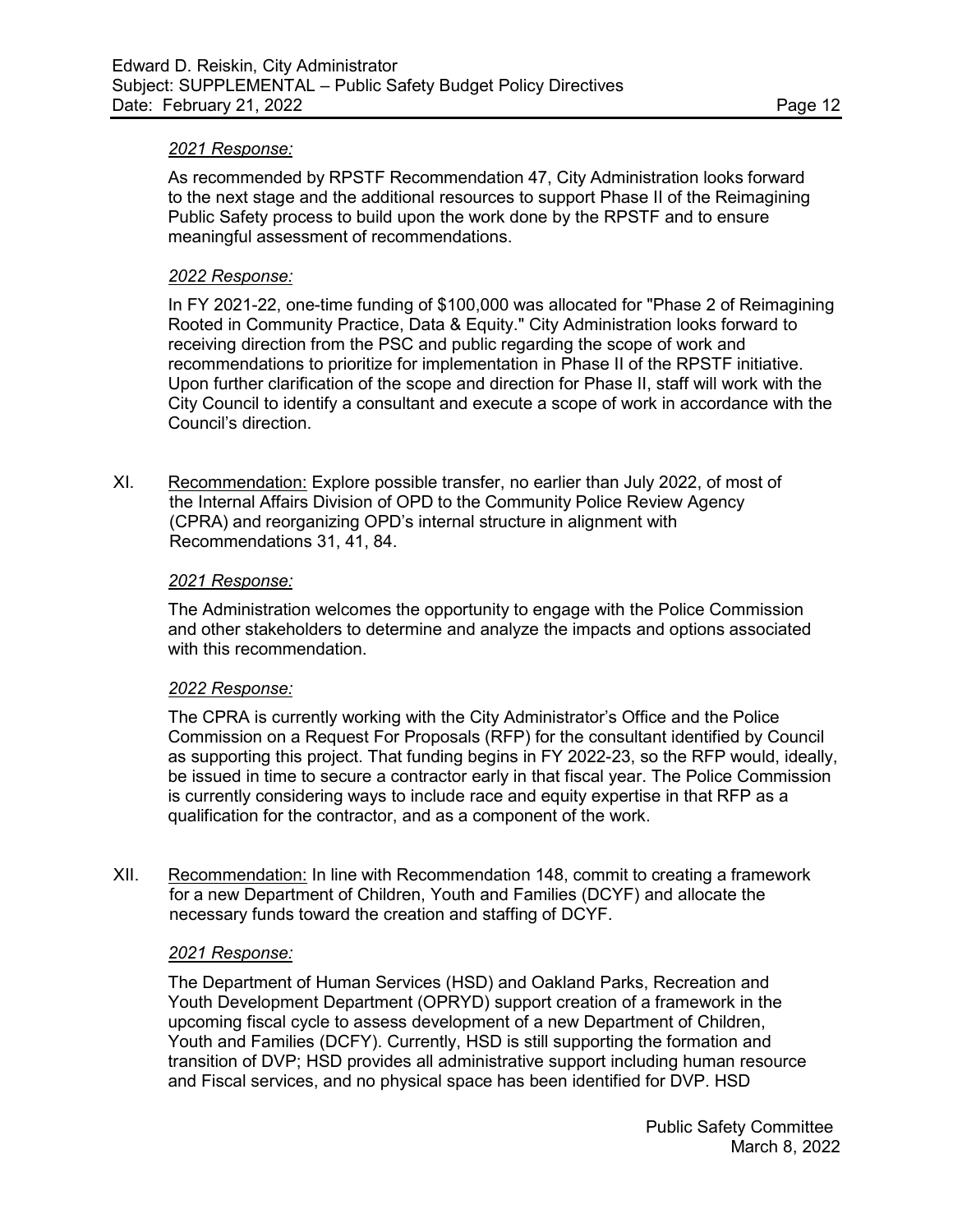*2021 Response:*

As recommended by RPSTF Recommendation 47, City Administration looks forward to the next stage and the additional resources to support Phase II of the Reimagining Public Safety process to build upon the work done by the RPSTF and to ensure meaningful assessment of recommendations.

*2022 Response:*

In FY 2021-22, one-time funding of $100,000 was allocated for "Phase 2 of Reimagining Rooted in Community Practice, Data & Equity." City Administration looks forward to receiving direction from the PSC and public regarding the scope of work and recommendations to prioritize for implementation in Phase II of the RPSTF initiative. Upon further clarification of the scope and direction for Phase II, staff will work with the City Council to identify a consultant and execute a scope of work in accordance with the Council's direction.

XI. Recommendation: Explore possible transfer, no earlier than July 2022, of most of the Internal Affairs Division of OPD to the Community Police Review Agency (CPRA) and reorganizing OPD's internal structure in alignment with Recommendations 31, 41, 84.

*2021 Response:*

The Administration welcomes the opportunity to engage with the Police Commission and other stakeholders to determine and analyze the impacts and options associated with this recommendation.

*2022 Response:*

The CPRA is currently working with the City Administrator's Office and the Police Commission on a Request For Proposals (RFP) for the consultant identified by Council as supporting this project. That funding begins in FY 2022-23, so the RFP would, ideally, be issued in time to secure a contractor early in that fiscal year. The Police Commission is currently considering ways to include race and equity expertise in that RFP as a qualification for the contractor, and as a component of the work.

XII. Recommendation: In line with Recommendation 148, commit to creating a framework for a new Department of Children, Youth and Families (DCYF) and allocate the necessary funds toward the creation and staffing of DCYF.

*2021 Response:*

The Department of Human Services (HSD) and Oakland Parks, Recreation and Youth Development Department (OPRYD) support creation of a framework in the upcoming fiscal cycle to assess development of a new Department of Children, Youth and Families (DCFY). Currently, HSD is still supporting the formation and transition of DVP; HSD provides all administrative support including human resource and Fiscal services, and no physical space has been identified for DVP. HSD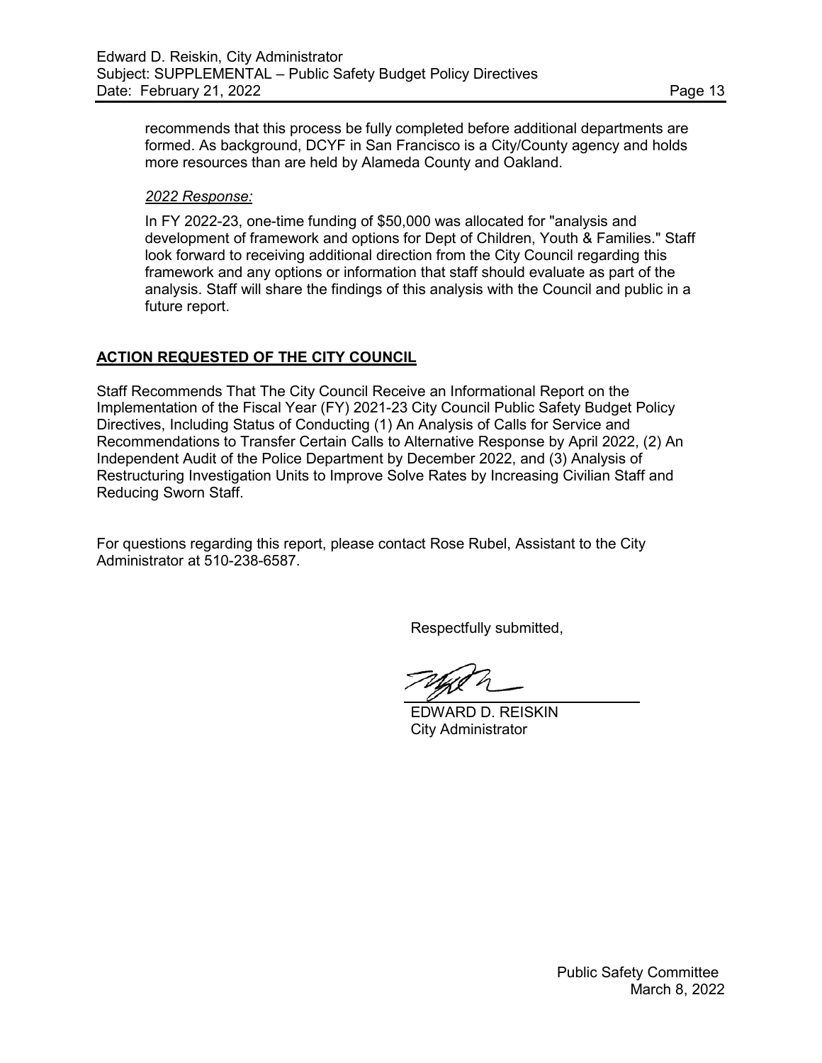recommends that this process be fully completed before additional departments are formed. As background, DCYF in San Francisco is a City/County agency and holds more resources than are held by Alameda County and Oakland.

*2022 Response:*

In FY 2022-23, one-time funding of $50,000 was allocated for "analysis and development of framework and options for Dept of Children, Youth & Families." Staff look forward to receiving additional direction from the City Council regarding this framework and any options or information that staff should evaluate as part of the analysis. Staff will share the findings of this analysis with the Council and public in a future report.

## ACTION REQUESTED OF THE CITY COUNCIL

Staff Recommends That The City Council Receive an Informational Report on the Implementation of the Fiscal Year (FY) 2021-23 City Council Public Safety Budget Policy Directives, Including Status of Conducting (1) An Analysis of Calls for Service and Recommendations to Transfer Certain Calls to Alternative Response by April 2022, (2) An Independent Audit of the Police Department by December 2022, and (3) Analysis of Restructuring Investigation Units to Improve Solve Rates by Increasing Civilian Staff and Reducing Sworn Staff.

For questions regarding this report, please contact Rose Rubel, Assistant to the City Administrator at 510-238-6587.

Respectfully submitted,

EDWARD D. REISKIN
City Administrator

Public Safety Committee
March 8, 2022